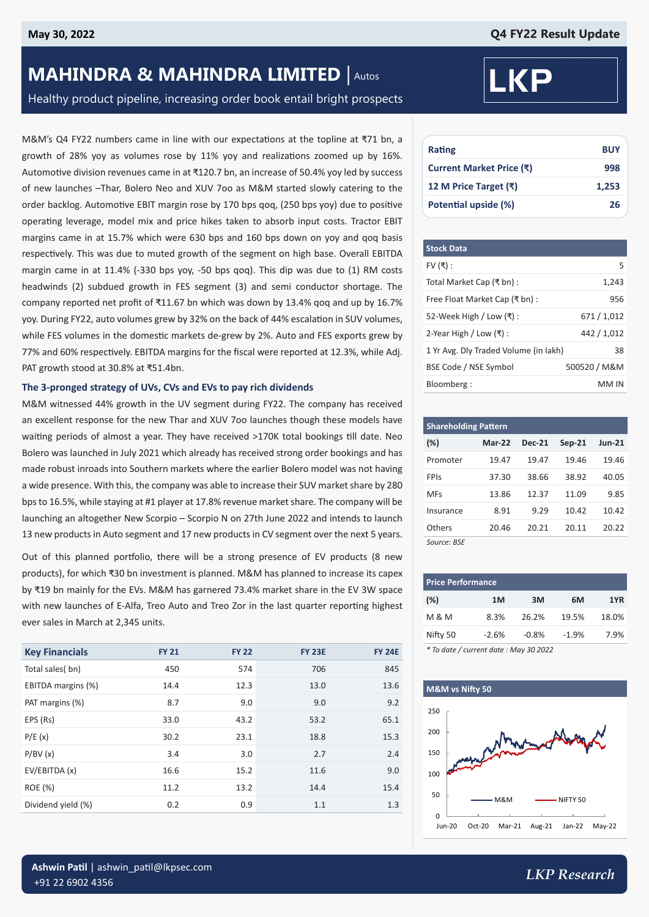May 30, 2022

Q4 FY22 Result Update

# MAHINDRA & MAHINDRA LIMITED | Autos

Healthy product pipeline, increasing order book entail bright prospects

M&M's Q4 FY22 numbers came in line with our expectations at the topline at ₹71 bn, a growth of 28% yoy as volumes rose by 11% yoy and realizations zoomed up by 16%. Automotive division revenues came in at ₹120.7 bn, an increase of 50.4% yoy led by success of new launches –Thar, Bolero Neo and XUV 7oo as M&M started slowly catering to the order backlog. Automotive EBIT margin rose by 170 bps qoq, (250 bps yoy) due to positive operating leverage, model mix and price hikes taken to absorb input costs. Tractor EBIT margins came in at 15.7% which were 630 bps and 160 bps down on yoy and qoq basis respectively. This was due to muted growth of the segment on high base. Overall EBITDA margin came in at 11.4% (-330 bps yoy, -50 bps qoq). This dip was due to (1) RM costs headwinds (2) subdued growth in FES segment (3) and semi conductor shortage. The company reported net profit of ₹11.67 bn which was down by 13.4% qoq and up by 16.7% yoy. During FY22, auto volumes grew by 32% on the back of 44% escalation in SUV volumes, while FES volumes in the domestic markets de-grew by 2%. Auto and FES exports grew by 77% and 60% respectively. EBITDA margins for the fiscal were reported at 12.3%, while Adj. PAT growth stood at 30.8% at ₹51.4bn.

### The 3-pronged strategy of UVs, CVs and EVs to pay rich dividends

M&M witnessed 44% growth in the UV segment during FY22. The company has received an excellent response for the new Thar and XUV 7oo launches though these models have waiting periods of almost a year. They have received >170K total bookings till date. Neo Bolero was launched in July 2021 which already has received strong order bookings and has made robust inroads into Southern markets where the earlier Bolero model was not having a wide presence. With this, the company was able to increase their SUV market share by 280 bps to 16.5%, while staying at #1 player at 17.8% revenue market share. The company will be launching an altogether New Scorpio – Scorpio N on 27th June 2022 and intends to launch 13 new products in Auto segment and 17 new products in CV segment over the next 5 years.

Out of this planned portfolio, there will be a strong presence of EV products (8 new products), for which ₹30 bn investment is planned. M&M has planned to increase its capex by ₹19 bn mainly for the EVs. M&M has garnered 73.4% market share in the EV 3W space with new launches of E-Alfa, Treo Auto and Treo Zor in the last quarter reporting highest ever sales in March at 2,345 units.

| Key Financials | FY 21 | FY 22 | FY 23E | FY 24E |
|---|---|---|---|---|
| Total sales( bn) | 450 | 574 | 706 | 845 |
| EBITDA margins (%) | 14.4 | 12.3 | 13.0 | 13.6 |
| PAT margins (%) | 8.7 | 9.0 | 9.0 | 9.2 |
| EPS (Rs) | 33.0 | 43.2 | 53.2 | 65.1 |
| P/E (x) | 30.2 | 23.1 | 18.8 | 15.3 |
| P/BV (x) | 3.4 | 3.0 | 2.7 | 2.4 |
| EV/EBITDA (x) | 16.6 | 15.2 | 11.6 | 9.0 |
| ROE (%) | 11.2 | 13.2 | 14.4 | 15.4 |
| Dividend yield (%) | 0.2 | 0.9 | 1.1 | 1.3 |

| | |
|---|---|
| Rating | BUY |
| Current Market Price (₹) | 998 |
| 12 M Price Target (₹) | 1,253 |
| Potential upside (%) | 26 |

| Stock Data | |
|---|---|
| FV (₹) : | 5 |
| Total Market Cap (₹ bn) : | 1,243 |
| Free Float Market Cap (₹ bn) : | 956 |
| 52-Week High / Low (₹) : | 671 / 1,012 |
| 2-Year High / Low (₹) : | 442 / 1,012 |
| 1 Yr Avg. Dly Traded Volume (in lakh) | 38 |
| BSE Code / NSE Symbol | 500520 / M&M |
| Bloomberg : | MM IN |

**Shareholding Pattern**

| (%) | Mar-22 | Dec-21 | Sep-21 | Jun-21 |
|---|---|---|---|---|
| Promoter | 19.47 | 19.47 | 19.46 | 19.46 |
| FPIs | 37.30 | 38.66 | 38.92 | 40.05 |
| MFs | 13.86 | 12.37 | 11.09 | 9.85 |
| Insurance | 8.91 | 9.29 | 10.42 | 10.42 |
| Others | 20.46 | 20.21 | 20.11 | 20.22 |

*Source: BSE*

**Price Performance**

| (%) | 1M | 3M | 6M | 1YR |
|---|---|---|---|---|
| M & M | 8.3% | 26.2% | 19.5% | 18.0% |
| Nifty 50 | -2.6% | -0.8% | -1.9% | 7.9% |

*\* To date / current date : May 30 2022*

**M&M vs Nifty 50**

Ashwin Patil | ashwin_patil@lkpsec.com
+91 22 6902 4356

LKP Research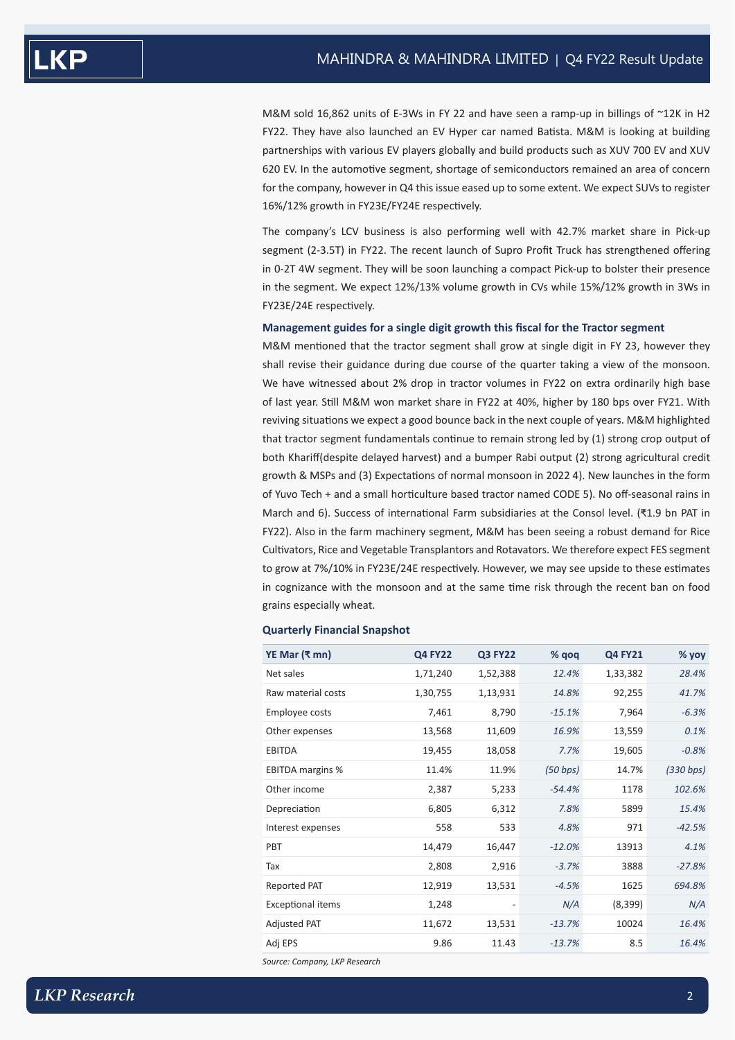M&M sold 16,862 units of E-3Ws in FY 22 and have seen a ramp-up in billings of ~12K in H2 FY22. They have also launched an EV Hyper car named Batista. M&M is looking at building partnerships with various EV players globally and build products such as XUV 700 EV and XUV 620 EV. In the automotive segment, shortage of semiconductors remained an area of concern for the company, however in Q4 this issue eased up to some extent. We expect SUVs to register 16%/12% growth in FY23E/FY24E respectively.

The company's LCV business is also performing well with 42.7% market share in Pick-up segment (2-3.5T) in FY22. The recent launch of Supro Profit Truck has strengthened offering in 0-2T 4W segment. They will be soon launching a compact Pick-up to bolster their presence in the segment. We expect 12%/13% volume growth in CVs while 15%/12% growth in 3Ws in FY23E/24E respectively.

### Management guides for a single digit growth this fiscal for the Tractor segment

M&M mentioned that the tractor segment shall grow at single digit in FY 23, however they shall revise their guidance during due course of the quarter taking a view of the monsoon. We have witnessed about 2% drop in tractor volumes in FY22 on extra ordinarily high base of last year. Still M&M won market share in FY22 at 40%, higher by 180 bps over FY21. With reviving situations we expect a good bounce back in the next couple of years. M&M highlighted that tractor segment fundamentals continue to remain strong led by (1) strong crop output of both Khariff(despite delayed harvest) and a bumper Rabi output (2) strong agricultural credit growth & MSPs and (3) Expectations of normal monsoon in 2022 4). New launches in the form of Yuvo Tech + and a small horticulture based tractor named CODE 5). No off-seasonal rains in March and 6). Success of international Farm subsidiaries at the Consol level. (₹1.9 bn PAT in FY22). Also in the farm machinery segment, M&M has been seeing a robust demand for Rice Cultivators, Rice and Vegetable Transplantors and Rotavators. We therefore expect FES segment to grow at 7%/10% in FY23E/24E respectively. However, we may see upside to these estimates in cognizance with the monsoon and at the same time risk through the recent ban on food grains especially wheat.

### Quarterly Financial Snapshot

| YE Mar (₹ mn) | Q4 FY22 | Q3 FY22 | % qoq | Q4 FY21 | % yoy |
|---|---|---|---|---|---|
| Net sales | 1,71,240 | 1,52,388 | *12.4%* | 1,33,382 | *28.4%* |
| Raw material costs | 1,30,755 | 1,13,931 | *14.8%* | 92,255 | *41.7%* |
| Employee costs | 7,461 | 8,790 | *-15.1%* | 7,964 | *-6.3%* |
| Other expenses | 13,568 | 11,609 | *16.9%* | 13,559 | *0.1%* |
| EBITDA | 19,455 | 18,058 | *7.7%* | 19,605 | *-0.8%* |
| EBITDA margins % | 11.4% | 11.9% | *(50 bps)* | 14.7% | *(330 bps)* |
| Other income | 2,387 | 5,233 | *-54.4%* | 1178 | *102.6%* |
| Depreciation | 6,805 | 6,312 | *7.8%* | 5899 | *15.4%* |
| Interest expenses | 558 | 533 | *4.8%* | 971 | *-42.5%* |
| PBT | 14,479 | 16,447 | *-12.0%* | 13913 | *4.1%* |
| Tax | 2,808 | 2,916 | *-3.7%* | 3888 | *-27.8%* |
| Reported PAT | 12,919 | 13,531 | *-4.5%* | 1625 | *694.8%* |
| Exceptional items | 1,248 | - | *N/A* | (8,399) | *N/A* |
| Adjusted PAT | 11,672 | 13,531 | *-13.7%* | 10024 | *16.4%* |
| Adj EPS | 9.86 | 11.43 | *-13.7%* | 8.5 | *16.4%* |

*Source: Company, LKP Research*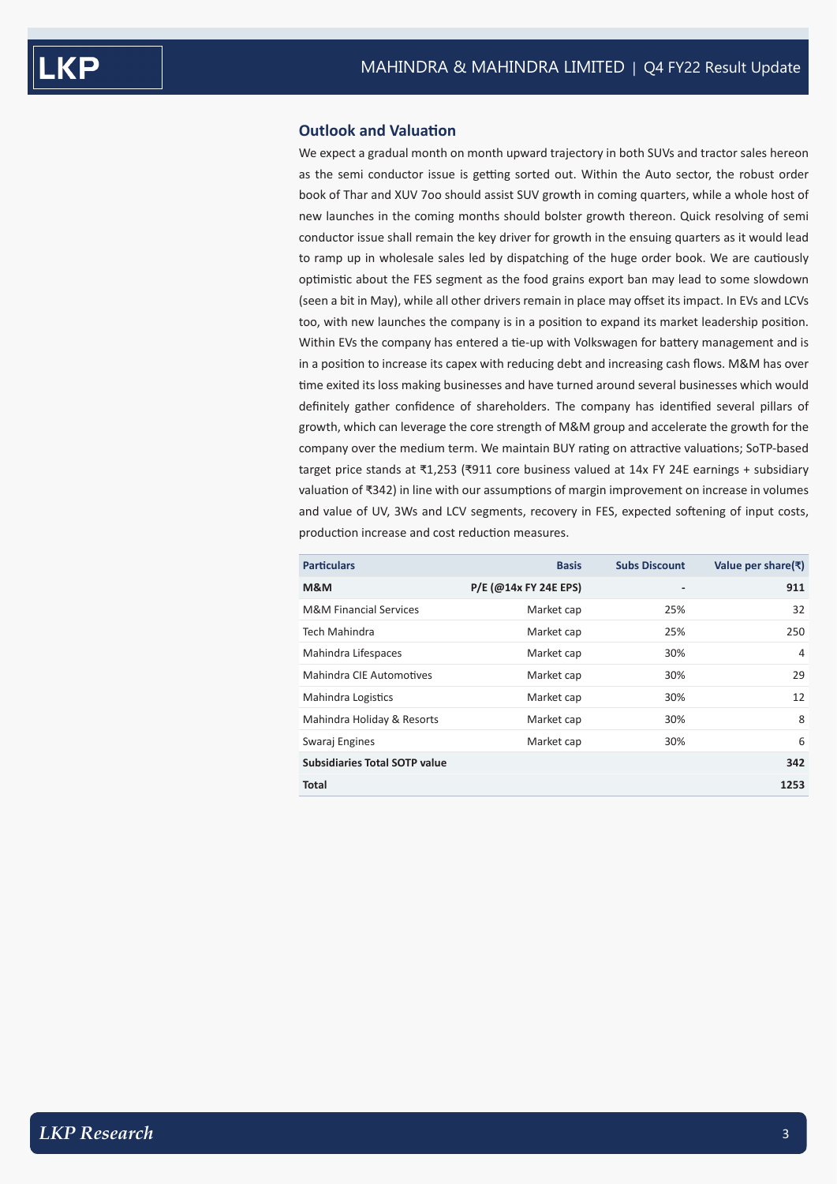### Outlook and Valuation

We expect a gradual month on month upward trajectory in both SUVs and tractor sales hereon as the semi conductor issue is getting sorted out. Within the Auto sector, the robust order book of Thar and XUV 7oo should assist SUV growth in coming quarters, while a whole host of new launches in the coming months should bolster growth thereon. Quick resolving of semi conductor issue shall remain the key driver for growth in the ensuing quarters as it would lead to ramp up in wholesale sales led by dispatching of the huge order book. We are cautiously optimistic about the FES segment as the food grains export ban may lead to some slowdown (seen a bit in May), while all other drivers remain in place may offset its impact. In EVs and LCVs too, with new launches the company is in a position to expand its market leadership position. Within EVs the company has entered a tie-up with Volkswagen for battery management and is in a position to increase its capex with reducing debt and increasing cash flows. M&M has over time exited its loss making businesses and have turned around several businesses which would definitely gather confidence of shareholders. The company has identified several pillars of growth, which can leverage the core strength of M&M group and accelerate the growth for the company over the medium term. We maintain BUY rating on attractive valuations; SoTP-based target price stands at ₹1,253 (₹911 core business valued at 14x FY 24E earnings + subsidiary valuation of ₹342) in line with our assumptions of margin improvement on increase in volumes and value of UV, 3Ws and LCV segments, recovery in FES, expected softening of input costs, production increase and cost reduction measures.

| Particulars | Basis | Subs Discount | Value per share(₹) |
|---|---|---|---|
| **M&M** | **P/E (@14x FY 24E EPS)** | **-** | **911** |
| M&M Financial Services | Market cap | 25% | 32 |
| Tech Mahindra | Market cap | 25% | 250 |
| Mahindra Lifespaces | Market cap | 30% | 4 |
| Mahindra CIE Automotives | Market cap | 30% | 29 |
| Mahindra Logistics | Market cap | 30% | 12 |
| Mahindra Holiday & Resorts | Market cap | 30% | 8 |
| Swaraj Engines | Market cap | 30% | 6 |
| **Subsidiaries Total SOTP value** | | | **342** |
| **Total** | | | **1253** |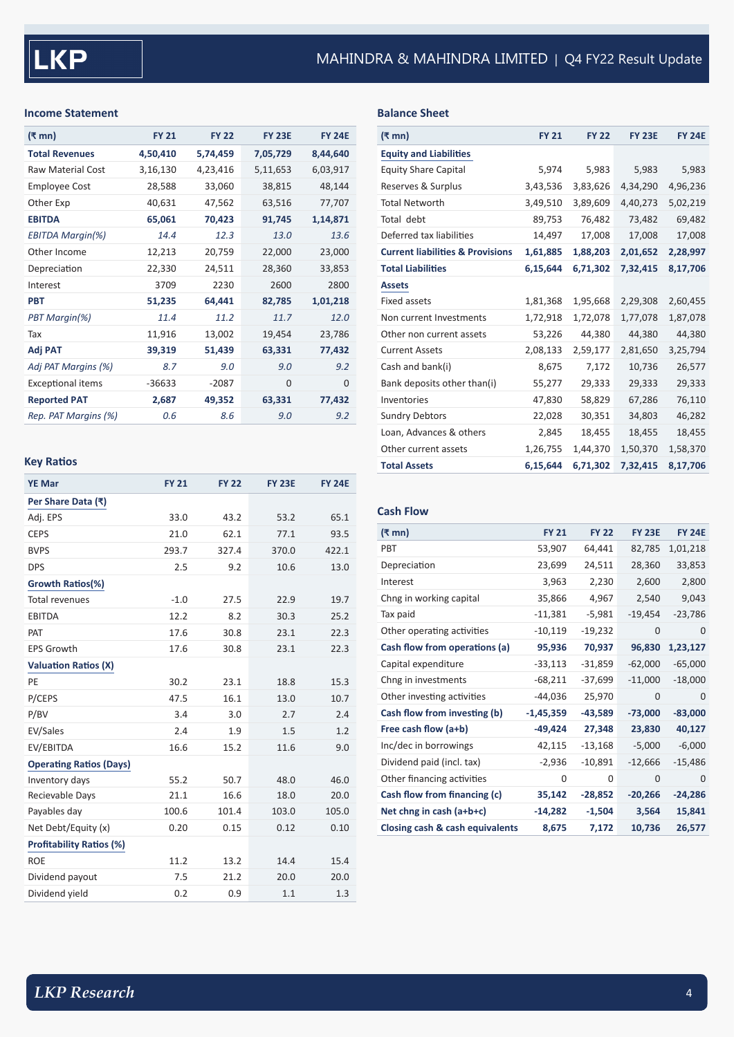## Income Statement

| (₹ mn) | FY 21 | FY 22 | FY 23E | FY 24E |
|---|---|---|---|---|
| **Total Revenues** | **4,50,410** | **5,74,459** | **7,05,729** | **8,44,640** |
| Raw Material Cost | 3,16,130 | 4,23,416 | 5,11,653 | 6,03,917 |
| Employee Cost | 28,588 | 33,060 | 38,815 | 48,144 |
| Other Exp | 40,631 | 47,562 | 63,516 | 77,707 |
| **EBITDA** | **65,061** | **70,423** | **91,745** | **1,14,871** |
| *EBITDA Margin(%)* | *14.4* | *12.3* | *13.0* | *13.6* |
| Other Income | 12,213 | 20,759 | 22,000 | 23,000 |
| Depreciation | 22,330 | 24,511 | 28,360 | 33,853 |
| Interest | 3709 | 2230 | 2600 | 2800 |
| **PBT** | **51,235** | **64,441** | **82,785** | **1,01,218** |
| *PBT Margin(%)* | *11.4* | *11.2* | *11.7* | *12.0* |
| Tax | 11,916 | 13,002 | 19,454 | 23,786 |
| **Adj PAT** | **39,319** | **51,439** | **63,331** | **77,432** |
| *Adj PAT Margins (%)* | *8.7* | *9.0* | *9.0* | *9.2* |
| Exceptional items | -36633 | -2087 | 0 | 0 |
| **Reported PAT** | **2,687** | **49,352** | **63,331** | **77,432** |
| *Rep. PAT Margins (%)* | *0.6* | *8.6* | *9.0* | *9.2* |

## Key Ratios

| YE Mar | FY 21 | FY 22 | FY 23E | FY 24E |
|---|---|---|---|---|
| **Per Share Data (₹)** | | | | |
| Adj. EPS | 33.0 | 43.2 | 53.2 | 65.1 |
| CEPS | 21.0 | 62.1 | 77.1 | 93.5 |
| BVPS | 293.7 | 327.4 | 370.0 | 422.1 |
| DPS | 2.5 | 9.2 | 10.6 | 13.0 |
| **Growth Ratios(%)** | | | | |
| Total revenues | -1.0 | 27.5 | 22.9 | 19.7 |
| EBITDA | 12.2 | 8.2 | 30.3 | 25.2 |
| PAT | 17.6 | 30.8 | 23.1 | 22.3 |
| EPS Growth | 17.6 | 30.8 | 23.1 | 22.3 |
| **Valuation Ratios (X)** | | | | |
| PE | 30.2 | 23.1 | 18.8 | 15.3 |
| P/CEPS | 47.5 | 16.1 | 13.0 | 10.7 |
| P/BV | 3.4 | 3.0 | 2.7 | 2.4 |
| EV/Sales | 2.4 | 1.9 | 1.5 | 1.2 |
| EV/EBITDA | 16.6 | 15.2 | 11.6 | 9.0 |
| **Operating Ratios (Days)** | | | | |
| Inventory days | 55.2 | 50.7 | 48.0 | 46.0 |
| Recievable Days | 21.1 | 16.6 | 18.0 | 20.0 |
| Payables day | 100.6 | 101.4 | 103.0 | 105.0 |
| Net Debt/Equity (x) | 0.20 | 0.15 | 0.12 | 0.10 |
| **Profitability Ratios (%)** | | | | |
| ROE | 11.2 | 13.2 | 14.4 | 15.4 |
| Dividend payout | 7.5 | 21.2 | 20.0 | 20.0 |
| Dividend yield | 0.2 | 0.9 | 1.1 | 1.3 |

## Balance Sheet

| (₹ mn) | FY 21 | FY 22 | FY 23E | FY 24E |
|---|---|---|---|---|
| **Equity and Liabilities** | | | | |
| Equity Share Capital | 5,974 | 5,983 | 5,983 | 5,983 |
| Reserves & Surplus | 3,43,536 | 3,83,626 | 4,34,290 | 4,96,236 |
| Total Networth | 3,49,510 | 3,89,609 | 4,40,273 | 5,02,219 |
| Total debt | 89,753 | 76,482 | 73,482 | 69,482 |
| Deferred tax liabilities | 14,497 | 17,008 | 17,008 | 17,008 |
| **Current liabilities & Provisions** | **1,61,885** | **1,88,203** | **2,01,652** | **2,28,997** |
| **Total Liabilities** | **6,15,644** | **6,71,302** | **7,32,415** | **8,17,706** |
| **Assets** | | | | |
| Fixed assets | 1,81,368 | 1,95,668 | 2,29,308 | 2,60,455 |
| Non current Investments | 1,72,918 | 1,72,078 | 1,77,078 | 1,87,078 |
| Other non current assets | 53,226 | 44,380 | 44,380 | 44,380 |
| Current Assets | 2,08,133 | 2,59,177 | 2,81,650 | 3,25,794 |
| Cash and bank(i) | 8,675 | 7,172 | 10,736 | 26,577 |
| Bank deposits other than(i) | 55,277 | 29,333 | 29,333 | 29,333 |
| Inventories | 47,830 | 58,829 | 67,286 | 76,110 |
| Sundry Debtors | 22,028 | 30,351 | 34,803 | 46,282 |
| Loan, Advances & others | 2,845 | 18,455 | 18,455 | 18,455 |
| Other current assets | 1,26,755 | 1,44,370 | 1,50,370 | 1,58,370 |
| **Total Assets** | **6,15,644** | **6,71,302** | **7,32,415** | **8,17,706** |

## Cash Flow

| (₹ mn) | FY 21 | FY 22 | FY 23E | FY 24E |
|---|---|---|---|---|
| PBT | 53,907 | 64,441 | 82,785 | 1,01,218 |
| Depreciation | 23,699 | 24,511 | 28,360 | 33,853 |
| Interest | 3,963 | 2,230 | 2,600 | 2,800 |
| Chng in working capital | 35,866 | 4,967 | 2,540 | 9,043 |
| Tax paid | -11,381 | -5,981 | -19,454 | -23,786 |
| Other operating activities | -10,119 | -19,232 | 0 | 0 |
| **Cash flow from operations (a)** | **95,936** | **70,937** | **96,830** | **1,23,127** |
| Capital expenditure | -33,113 | -31,859 | -62,000 | -65,000 |
| Chng in investments | -68,211 | -37,699 | -11,000 | -18,000 |
| Other investing activities | -44,036 | 25,970 | 0 | 0 |
| **Cash flow from investing (b)** | **-1,45,359** | **-43,589** | **-73,000** | **-83,000** |
| **Free cash flow (a+b)** | **-49,424** | **27,348** | **23,830** | **40,127** |
| Inc/dec in borrowings | 42,115 | -13,168 | -5,000 | -6,000 |
| Dividend paid (incl. tax) | -2,936 | -10,891 | -12,666 | -15,486 |
| Other financing activities | 0 | 0 | 0 | 0 |
| **Cash flow from financing (c)** | **35,142** | **-28,852** | **-20,266** | **-24,286** |
| **Net chng in cash (a+b+c)** | **-14,282** | **-1,504** | **3,564** | **15,841** |
| **Closing cash & cash equivalents** | **8,675** | **7,172** | **10,736** | **26,577** |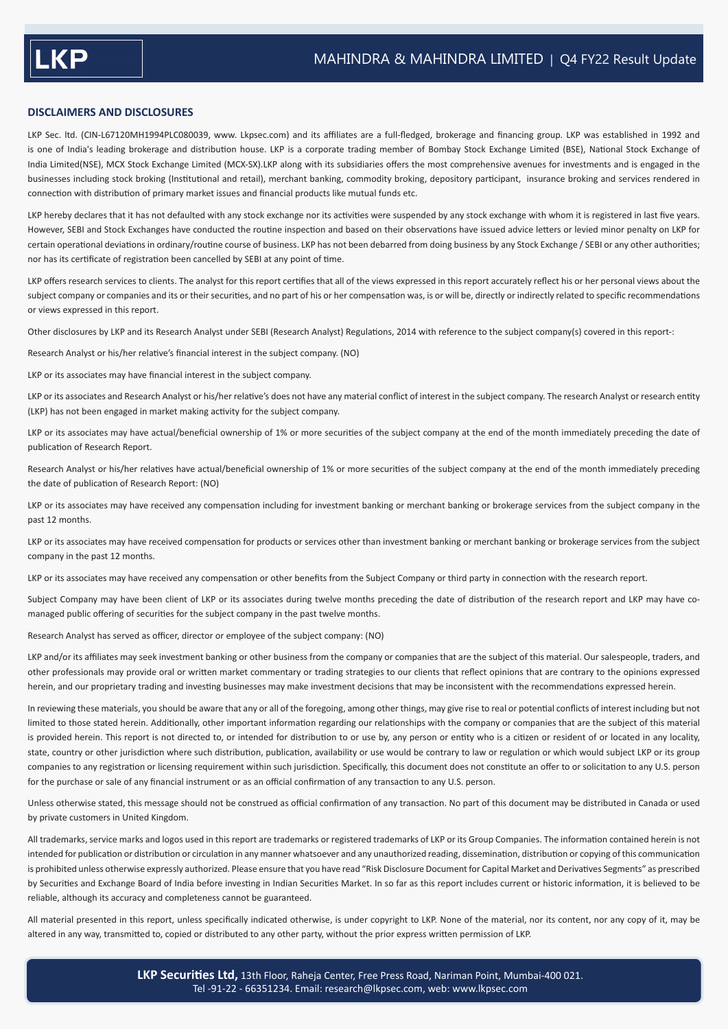## DISCLAIMERS AND DISCLOSURES

LKP Sec. ltd. (CIN-L67120MH1994PLC080039, www. Lkpsec.com) and its affiliates are a full-fledged, brokerage and financing group. LKP was established in 1992 and is one of India's leading brokerage and distribution house. LKP is a corporate trading member of Bombay Stock Exchange Limited (BSE), National Stock Exchange of India Limited(NSE), MCX Stock Exchange Limited (MCX-SX).LKP along with its subsidiaries offers the most comprehensive avenues for investments and is engaged in the businesses including stock broking (Institutional and retail), merchant banking, commodity broking, depository participant, insurance broking and services rendered in connection with distribution of primary market issues and financial products like mutual funds etc.

LKP hereby declares that it has not defaulted with any stock exchange nor its activities were suspended by any stock exchange with whom it is registered in last five years. However, SEBI and Stock Exchanges have conducted the routine inspection and based on their observations have issued advice letters or levied minor penalty on LKP for certain operational deviations in ordinary/routine course of business. LKP has not been debarred from doing business by any Stock Exchange / SEBI or any other authorities; nor has its certificate of registration been cancelled by SEBI at any point of time.

LKP offers research services to clients. The analyst for this report certifies that all of the views expressed in this report accurately reflect his or her personal views about the subject company or companies and its or their securities, and no part of his or her compensation was, is or will be, directly or indirectly related to specific recommendations or views expressed in this report.

Other disclosures by LKP and its Research Analyst under SEBI (Research Analyst) Regulations, 2014 with reference to the subject company(s) covered in this report-:

Research Analyst or his/her relative's financial interest in the subject company. (NO)

LKP or its associates may have financial interest in the subject company.

LKP or its associates and Research Analyst or his/her relative's does not have any material conflict of interest in the subject company. The research Analyst or research entity (LKP) has not been engaged in market making activity for the subject company.

LKP or its associates may have actual/beneficial ownership of 1% or more securities of the subject company at the end of the month immediately preceding the date of publication of Research Report.

Research Analyst or his/her relatives have actual/beneficial ownership of 1% or more securities of the subject company at the end of the month immediately preceding the date of publication of Research Report: (NO)

LKP or its associates may have received any compensation including for investment banking or merchant banking or brokerage services from the subject company in the past 12 months.

LKP or its associates may have received compensation for products or services other than investment banking or merchant banking or brokerage services from the subject company in the past 12 months.

LKP or its associates may have received any compensation or other benefits from the Subject Company or third party in connection with the research report.

Subject Company may have been client of LKP or its associates during twelve months preceding the date of distribution of the research report and LKP may have co-managed public offering of securities for the subject company in the past twelve months.

Research Analyst has served as officer, director or employee of the subject company: (NO)

LKP and/or its affiliates may seek investment banking or other business from the company or companies that are the subject of this material. Our salespeople, traders, and other professionals may provide oral or written market commentary or trading strategies to our clients that reflect opinions that are contrary to the opinions expressed herein, and our proprietary trading and investing businesses may make investment decisions that may be inconsistent with the recommendations expressed herein.

In reviewing these materials, you should be aware that any or all of the foregoing, among other things, may give rise to real or potential conflicts of interest including but not limited to those stated herein. Additionally, other important information regarding our relationships with the company or companies that are the subject of this material is provided herein. This report is not directed to, or intended for distribution to or use by, any person or entity who is a citizen or resident of or located in any locality, state, country or other jurisdiction where such distribution, publication, availability or use would be contrary to law or regulation or which would subject LKP or its group companies to any registration or licensing requirement within such jurisdiction. Specifically, this document does not constitute an offer to or solicitation to any U.S. person for the purchase or sale of any financial instrument or as an official confirmation of any transaction to any U.S. person.

Unless otherwise stated, this message should not be construed as official confirmation of any transaction. No part of this document may be distributed in Canada or used by private customers in United Kingdom.

All trademarks, service marks and logos used in this report are trademarks or registered trademarks of LKP or its Group Companies. The information contained herein is not intended for publication or distribution or circulation in any manner whatsoever and any unauthorized reading, dissemination, distribution or copying of this communication is prohibited unless otherwise expressly authorized. Please ensure that you have read "Risk Disclosure Document for Capital Market and Derivatives Segments" as prescribed by Securities and Exchange Board of India before investing in Indian Securities Market. In so far as this report includes current or historic information, it is believed to be reliable, although its accuracy and completeness cannot be guaranteed.

All material presented in this report, unless specifically indicated otherwise, is under copyright to LKP. None of the material, nor its content, nor any copy of it, may be altered in any way, transmitted to, copied or distributed to any other party, without the prior express written permission of LKP.

**LKP Securities Ltd,** 13th Floor, Raheja Center, Free Press Road, Nariman Point, Mumbai-400 021.
Tel -91-22 - 66351234. Email: research@lkpsec.com, web: www.lkpsec.com